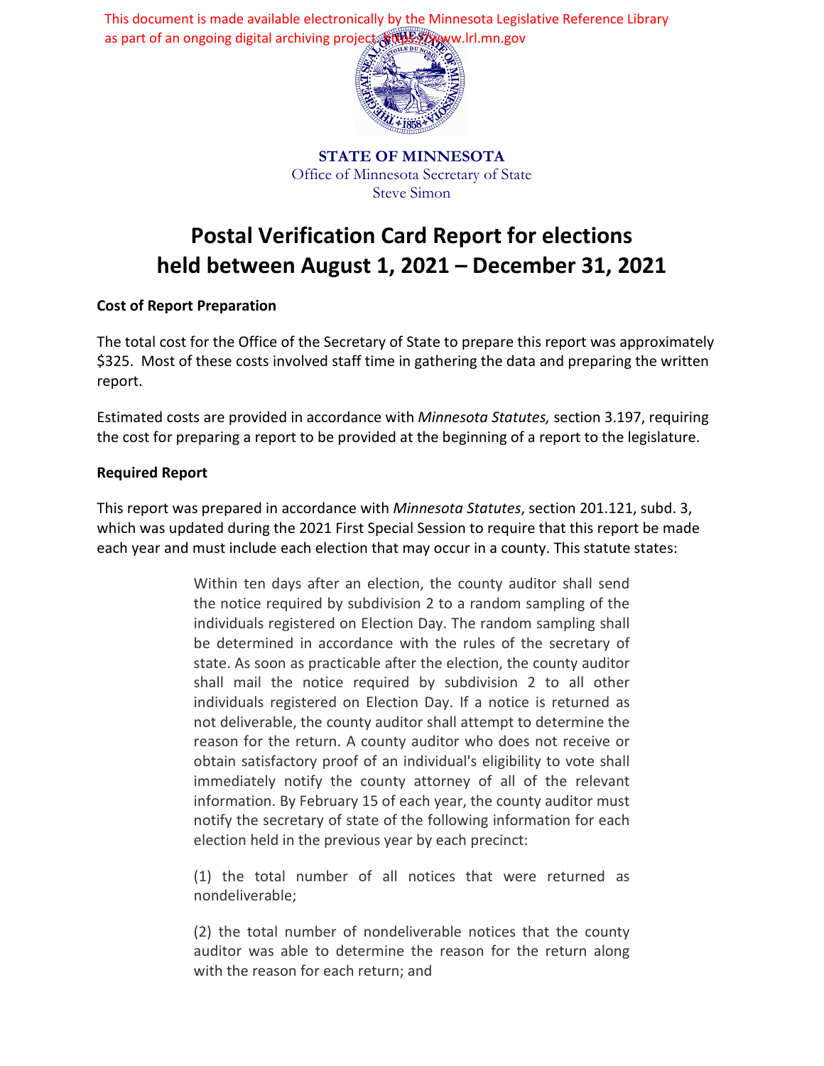This document is made available electronically by the Minnesota Legislative Reference Library as part of an ongoing digital archiving project. https://www.lrl.mn.gov

**STATE OF MINNESOTA**
Office of Minnesota Secretary of State
Steve Simon

# Postal Verification Card Report for elections held between August 1, 2021 – December 31, 2021

**Cost of Report Preparation**

The total cost for the Office of the Secretary of State to prepare this report was approximately $325. Most of these costs involved staff time in gathering the data and preparing the written report.

Estimated costs are provided in accordance with *Minnesota Statutes,* section 3.197, requiring the cost for preparing a report to be provided at the beginning of a report to the legislature.

**Required Report**

This report was prepared in accordance with *Minnesota Statutes*, section 201.121, subd. 3, which was updated during the 2021 First Special Session to require that this report be made each year and must include each election that may occur in a county. This statute states:

> Within ten days after an election, the county auditor shall send the notice required by subdivision 2 to a random sampling of the individuals registered on Election Day. The random sampling shall be determined in accordance with the rules of the secretary of state. As soon as practicable after the election, the county auditor shall mail the notice required by subdivision 2 to all other individuals registered on Election Day. If a notice is returned as not deliverable, the county auditor shall attempt to determine the reason for the return. A county auditor who does not receive or obtain satisfactory proof of an individual's eligibility to vote shall immediately notify the county attorney of all of the relevant information. By February 15 of each year, the county auditor must notify the secretary of state of the following information for each election held in the previous year by each precinct:
>
> (1) the total number of all notices that were returned as nondeliverable;
>
> (2) the total number of nondeliverable notices that the county auditor was able to determine the reason for the return along with the reason for each return; and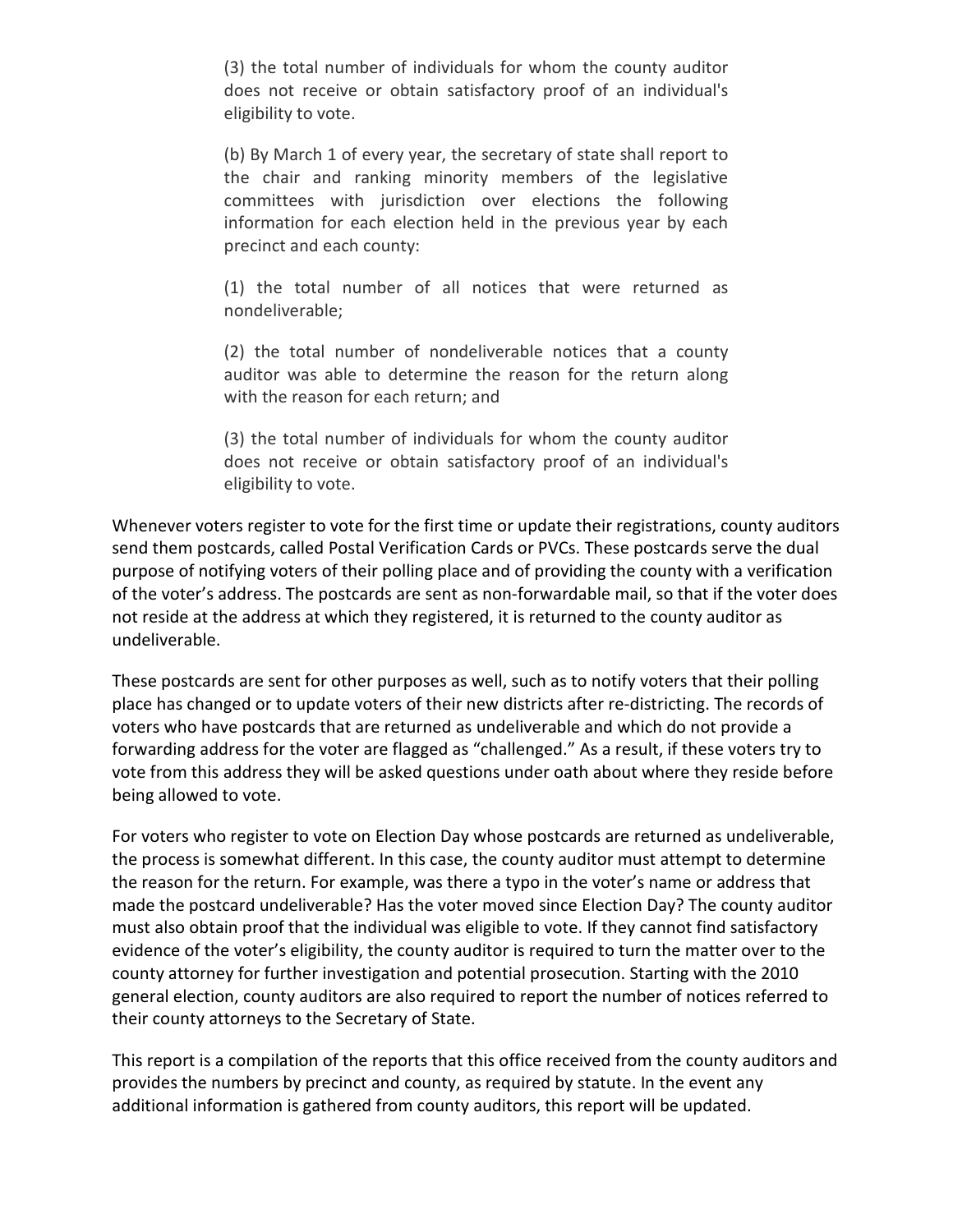(3) the total number of individuals for whom the county auditor does not receive or obtain satisfactory proof of an individual's eligibility to vote.

(b) By March 1 of every year, the secretary of state shall report to the chair and ranking minority members of the legislative committees with jurisdiction over elections the following information for each election held in the previous year by each precinct and each county:

(1) the total number of all notices that were returned as nondeliverable;

(2) the total number of nondeliverable notices that a county auditor was able to determine the reason for the return along with the reason for each return; and

(3) the total number of individuals for whom the county auditor does not receive or obtain satisfactory proof of an individual's eligibility to vote.

Whenever voters register to vote for the first time or update their registrations, county auditors send them postcards, called Postal Verification Cards or PVCs. These postcards serve the dual purpose of notifying voters of their polling place and of providing the county with a verification of the voter's address. The postcards are sent as non-forwardable mail, so that if the voter does not reside at the address at which they registered, it is returned to the county auditor as undeliverable.

These postcards are sent for other purposes as well, such as to notify voters that their polling place has changed or to update voters of their new districts after re-districting. The records of voters who have postcards that are returned as undeliverable and which do not provide a forwarding address for the voter are flagged as "challenged." As a result, if these voters try to vote from this address they will be asked questions under oath about where they reside before being allowed to vote.

For voters who register to vote on Election Day whose postcards are returned as undeliverable, the process is somewhat different. In this case, the county auditor must attempt to determine the reason for the return. For example, was there a typo in the voter's name or address that made the postcard undeliverable? Has the voter moved since Election Day? The county auditor must also obtain proof that the individual was eligible to vote. If they cannot find satisfactory evidence of the voter's eligibility, the county auditor is required to turn the matter over to the county attorney for further investigation and potential prosecution. Starting with the 2010 general election, county auditors are also required to report the number of notices referred to their county attorneys to the Secretary of State.

This report is a compilation of the reports that this office received from the county auditors and provides the numbers by precinct and county, as required by statute. In the event any additional information is gathered from county auditors, this report will be updated.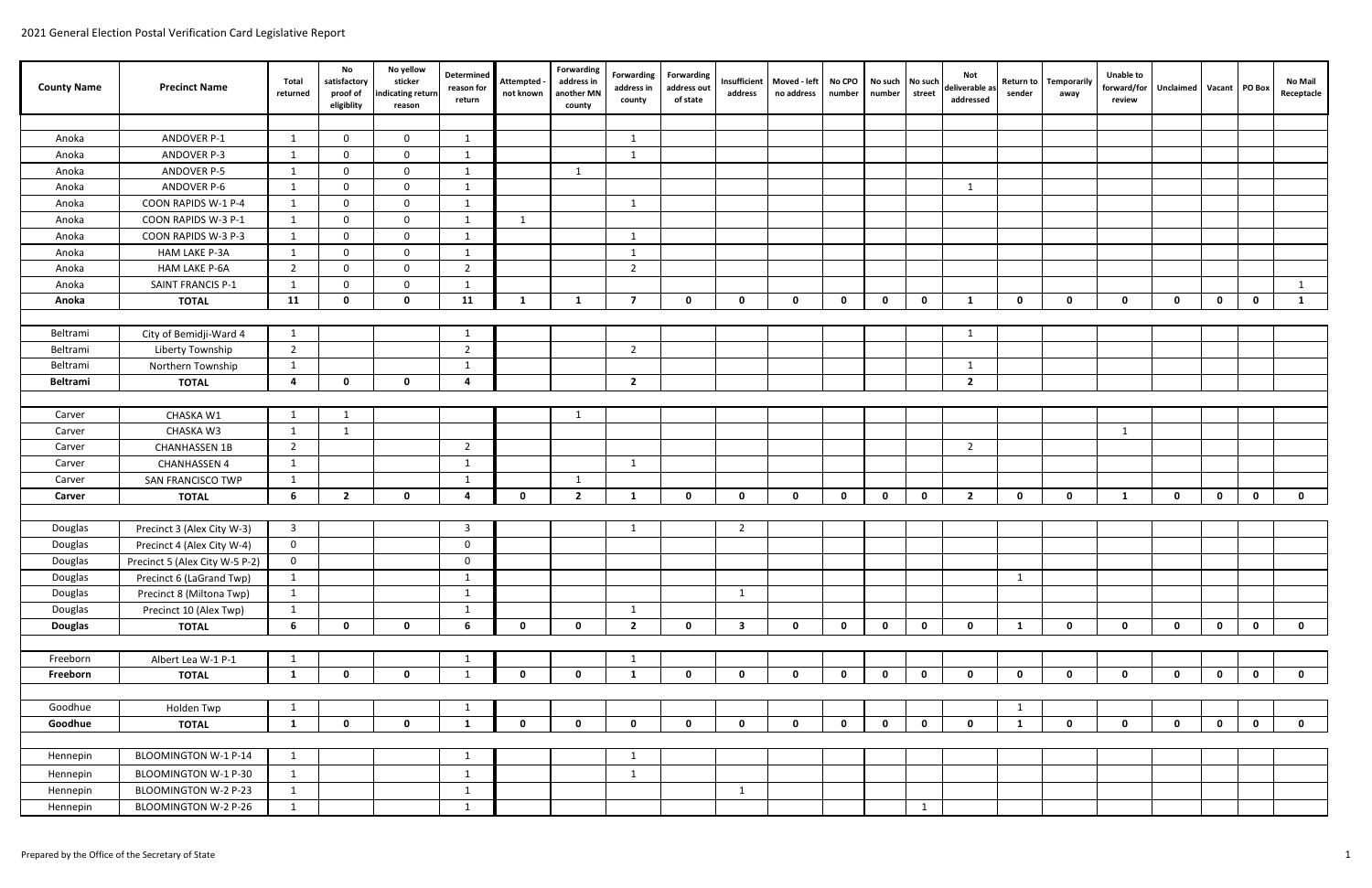# 2021 General Election Postal Verification Card Legislative Report

| County Name | Precinct Name | Total returned | No satisfactory proof of eligiblity | No yellow sticker indicating return reason | Determined reason for return | Attempted - not known | Forwarding address in another MN county | Forwarding address in county | Forwarding address out of state | Insufficient address | Moved - left no address | No CPO number | No such number | No such street | Not deliverable as addressed | Return to sender | Temporarily away | Unable to forward/for review | Unclaimed | Vacant | PO Box | No Mail Receptacle |
|---|---|---|---|---|---|---|---|---|---|---|---|---|---|---|---|---|---|---|---|---|---|---|
| Anoka | ANDOVER P-1 | 1 | 0 | 0 | 1 | | | 1 | | | | | | | | | | | | | | |
| Anoka | ANDOVER P-3 | 1 | 0 | 0 | 1 | | | 1 | | | | | | | | | | | | | | |
| Anoka | ANDOVER P-5 | 1 | 0 | 0 | 1 | | 1 | | | | | | | | | | | | | | | |
| Anoka | ANDOVER P-6 | 1 | 0 | 0 | 1 | | | | | | | | | | 1 | | | | | | | |
| Anoka | COON RAPIDS W-1 P-4 | 1 | 0 | 0 | 1 | | | 1 | | | | | | | | | | | | | | |
| Anoka | COON RAPIDS W-3 P-1 | 1 | 0 | 0 | 1 | 1 | | | | | | | | | | | | | | | | |
| Anoka | COON RAPIDS W-3 P-3 | 1 | 0 | 0 | 1 | | | 1 | | | | | | | | | | | | | | |
| Anoka | HAM LAKE P-3A | 1 | 0 | 0 | 1 | | | 1 | | | | | | | | | | | | | | |
| Anoka | HAM LAKE P-6A | 2 | 0 | 0 | 2 | | | 2 | | | | | | | | | | | | | | |
| Anoka | SAINT FRANCIS P-1 | 1 | 0 | 0 | 1 | | | | | | | | | | | | | | | | | 1 |
| **Anoka** | **TOTAL** | **11** | **0** | **0** | **11** | **1** | **1** | **7** | **0** | **0** | **0** | **0** | **0** | **0** | **1** | **0** | **0** | **0** | **0** | **0** | **0** | **1** |
| | | | | | | | | | | | | | | | | | | | | | | |
| Beltrami | City of Bemidji-Ward 4 | 1 | | | 1 | | | | | | | | | | 1 | | | | | | | |
| Beltrami | Liberty Township | 2 | | | 2 | | | 2 | | | | | | | | | | | | | | |
| Beltrami | Northern Township | 1 | | | 1 | | | | | | | | | | 1 | | | | | | | |
| **Beltrami** | **TOTAL** | **4** | **0** | **0** | **4** | | | **2** | | | | | | | **2** | | | | | | | |
| | | | | | | | | | | | | | | | | | | | | | | |
| Carver | CHASKA W1 | 1 | 1 | | | | 1 | | | | | | | | | | | | | | | |
| Carver | CHASKA W3 | 1 | 1 | | | | | | | | | | | | | | | 1 | | | | |
| Carver | CHANHASSEN 1B | 2 | | | 2 | | | | | | | | | | 2 | | | | | | | |
| Carver | CHANHASSEN 4 | 1 | | | 1 | | | 1 | | | | | | | | | | | | | | |
| Carver | SAN FRANCISCO TWP | 1 | | | 1 | | 1 | | | | | | | | | | | | | | | |
| **Carver** | **TOTAL** | **6** | **2** | **0** | **4** | **0** | **2** | **1** | **0** | **0** | **0** | **0** | **0** | **0** | **2** | **0** | **0** | **1** | **0** | **0** | **0** | **0** |
| | | | | | | | | | | | | | | | | | | | | | | |
| Douglas | Precinct 3 (Alex City W-3) | 3 | | | 3 | | | 1 | | 2 | | | | | | | | | | | | |
| Douglas | Precinct 4 (Alex City W-4) | 0 | | | 0 | | | | | | | | | | | | | | | | | |
| Douglas | Precinct 5 (Alex City W-5 P-2) | 0 | | | 0 | | | | | | | | | | | | | | | | | |
| Douglas | Precinct 6 (LaGrand Twp) | 1 | | | 1 | | | | | | | | | | | 1 | | | | | | |
| Douglas | Precinct 8 (Miltona Twp) | 1 | | | 1 | | | | | 1 | | | | | | | | | | | | |
| Douglas | Precinct 10 (Alex Twp) | 1 | | | 1 | | | 1 | | | | | | | | | | | | | | |
| **Douglas** | **TOTAL** | **6** | **0** | **0** | **6** | **0** | **0** | **2** | **0** | **3** | **0** | **0** | **0** | **0** | **0** | **1** | **0** | **0** | **0** | **0** | **0** | **0** |
| | | | | | | | | | | | | | | | | | | | | | | |
| Freeborn | Albert Lea W-1 P-1 | 1 | | | 1 | | | 1 | | | | | | | | | | | | | | |
| **Freeborn** | **TOTAL** | **1** | **0** | **0** | 1 | **0** | **0** | **1** | **0** | **0** | **0** | **0** | **0** | **0** | **0** | **0** | **0** | **0** | **0** | **0** | **0** | **0** |
| | | | | | | | | | | | | | | | | | | | | | | |
| Goodhue | Holden Twp | 1 | | | 1 | | | | | | | | | | | 1 | | | | | | |
| **Goodhue** | **TOTAL** | **1** | **0** | **0** | **1** | **0** | **0** | **0** | **0** | **0** | **0** | **0** | **0** | **0** | **0** | **1** | **0** | **0** | **0** | **0** | **0** | **0** |
| | | | | | | | | | | | | | | | | | | | | | | |
| Hennepin | BLOOMINGTON W-1 P-14 | 1 | | | 1 | | | 1 | | | | | | | | | | | | | | |
| Hennepin | BLOOMINGTON W-1 P-30 | 1 | | | 1 | | | 1 | | | | | | | | | | | | | | |
| Hennepin | BLOOMINGTON W-2 P-23 | 1 | | | 1 | | | | | 1 | | | | | | | | | | | | |
| Hennepin | BLOOMINGTON W-2 P-26 | 1 | | | 1 | | | | | | | | | 1 | | | | | | | | |

Prepared by the Office of the Secretary of State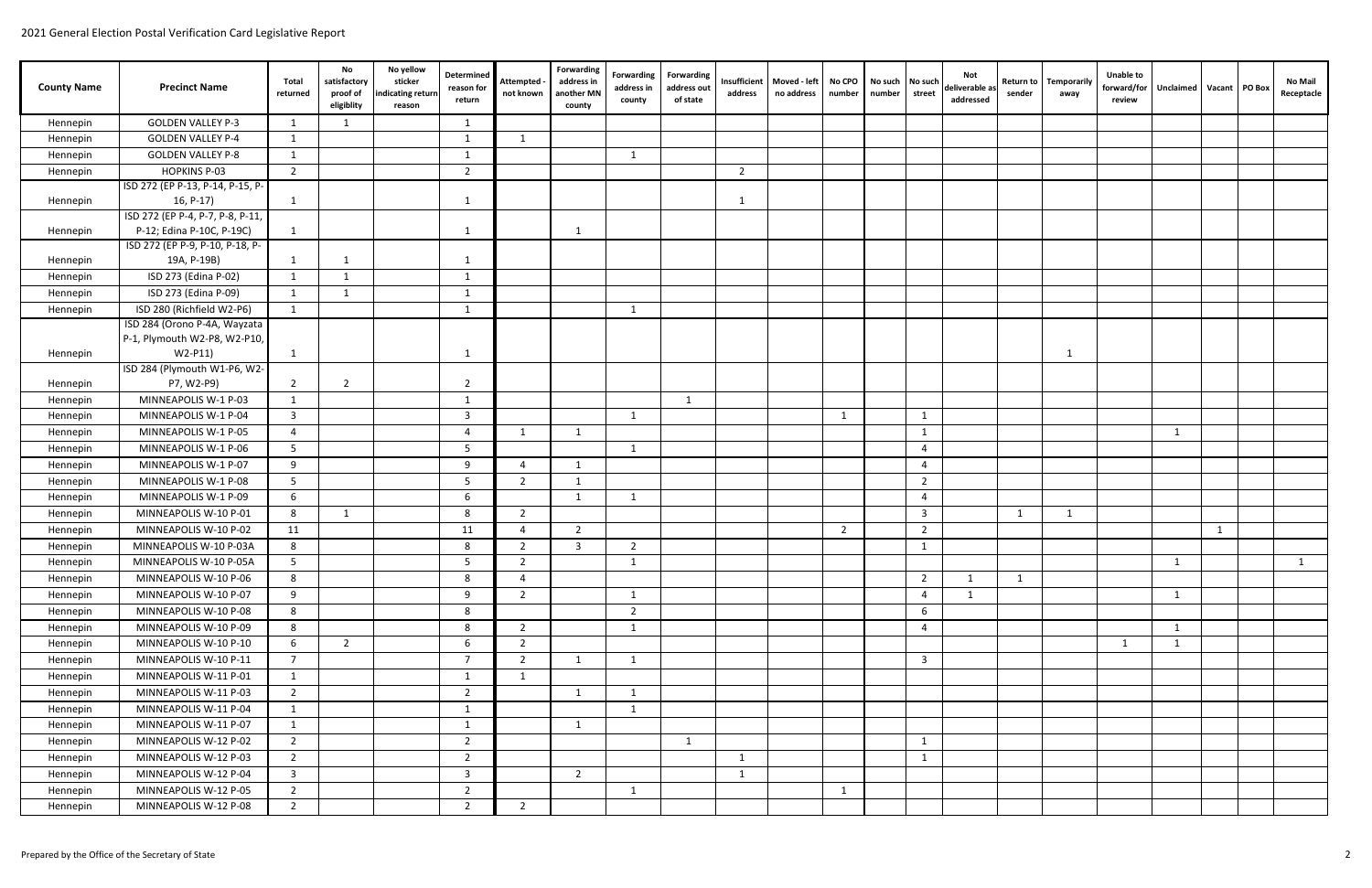| County Name | Precinct Name | Total returned | No satisfactory proof of eligiblity | No yellow sticker indicating return reason | Determined reason for return | Attempted - not known | Forwarding address in another MN county | Forwarding address in county | Forwarding address out of state | Insufficient address | Moved - left no address | No CPO number | No such number | No such street | Not deliverable as addressed | Return to sender | Temporarily away | Unable to forward/for review | Unclaimed | Vacant | PO Box | No Mail Receptacle |
|---|---|---|---|---|---|---|---|---|---|---|---|---|---|---|---|---|---|---|---|---|---|---|
| Hennepin | GOLDEN VALLEY P-3 | 1 | 1 | | 1 | | | | | | | | | | | | | | | | | |
| Hennepin | GOLDEN VALLEY P-4 | 1 | | | 1 | 1 | | | | | | | | | | | | | | | | |
| Hennepin | GOLDEN VALLEY P-8 | 1 | | | 1 | | | 1 | | | | | | | | | | | | | | |
| Hennepin | HOPKINS P-03 | 2 | | | 2 | | | | | 2 | | | | | | | | | | | | |
| Hennepin | ISD 272 (EP P-13, P-14, P-15, P-16, P-17) | 1 | | | 1 | | | | | 1 | | | | | | | | | | | | |
| Hennepin | ISD 272 (EP P-4, P-7, P-8, P-11, P-12; Edina P-10C, P-19C) | 1 | | | 1 | | 1 | | | | | | | | | | | | | | | |
| Hennepin | ISD 272 (EP P-9, P-10, P-18, P-19A, P-19B) | 1 | 1 | | 1 | | | | | | | | | | | | | | | | | |
| Hennepin | ISD 273 (Edina P-02) | 1 | 1 | | 1 | | | | | | | | | | | | | | | | | |
| Hennepin | ISD 273 (Edina P-09) | 1 | 1 | | 1 | | | | | | | | | | | | | | | | | |
| Hennepin | ISD 280 (Richfield W2-P6) | 1 | | | 1 | | | 1 | | | | | | | | | | | | | | |
| Hennepin | ISD 284 (Orono P-4A, Wayzata P-1, Plymouth W2-P8, W2-P10, W2-P11) | 1 | | | 1 | | | | | | | | | | | | 1 | | | | | |
| Hennepin | ISD 284 (Plymouth W1-P6, W2-P7, W2-P9) | 2 | 2 | | 2 | | | | | | | | | | | | | | | | | |
| Hennepin | MINNEAPOLIS W-1 P-03 | 1 | | | 1 | | | | 1 | | | | | | | | | | | | | |
| Hennepin | MINNEAPOLIS W-1 P-04 | 3 | | | 3 | | | 1 | | | | 1 | | 1 | | | | | | | | |
| Hennepin | MINNEAPOLIS W-1 P-05 | 4 | | | 4 | 1 | 1 | | | | | | | 1 | | | | | 1 | | | |
| Hennepin | MINNEAPOLIS W-1 P-06 | 5 | | | 5 | | | 1 | | | | | | 4 | | | | | | | | |
| Hennepin | MINNEAPOLIS W-1 P-07 | 9 | | | 9 | 4 | 1 | | | | | | | 4 | | | | | | | | |
| Hennepin | MINNEAPOLIS W-1 P-08 | 5 | | | 5 | 2 | 1 | | | | | | | 2 | | | | | | | | |
| Hennepin | MINNEAPOLIS W-1 P-09 | 6 | | | 6 | | 1 | 1 | | | | | | 4 | | | | | | | | |
| Hennepin | MINNEAPOLIS W-10 P-01 | 8 | 1 | | 8 | 2 | | | | | | | | 3 | | 1 | 1 | | | | | |
| Hennepin | MINNEAPOLIS W-10 P-02 | 11 | | | 11 | 4 | 2 | | | | | 2 | | 2 | | | | | | 1 | | |
| Hennepin | MINNEAPOLIS W-10 P-03A | 8 | | | 8 | 2 | 3 | 2 | | | | | | 1 | | | | | | | | |
| Hennepin | MINNEAPOLIS W-10 P-05A | 5 | | | 5 | 2 | | 1 | | | | | | | | | | | 1 | | | 1 |
| Hennepin | MINNEAPOLIS W-10 P-06 | 8 | | | 8 | 4 | | | | | | | | 2 | 1 | 1 | | | | | | |
| Hennepin | MINNEAPOLIS W-10 P-07 | 9 | | | 9 | 2 | | 1 | | | | | | 4 | 1 | | | | 1 | | | |
| Hennepin | MINNEAPOLIS W-10 P-08 | 8 | | | 8 | | | 2 | | | | | | 6 | | | | | | | | |
| Hennepin | MINNEAPOLIS W-10 P-09 | 8 | | | 8 | 2 | | 1 | | | | | | 4 | | | | | 1 | | | |
| Hennepin | MINNEAPOLIS W-10 P-10 | 6 | 2 | | 6 | 2 | | | | | | | | | | | | 1 | 1 | | | |
| Hennepin | MINNEAPOLIS W-10 P-11 | 7 | | | 7 | 2 | 1 | 1 | | | | | | 3 | | | | | | | | |
| Hennepin | MINNEAPOLIS W-11 P-01 | 1 | | | 1 | 1 | | | | | | | | | | | | | | | | |
| Hennepin | MINNEAPOLIS W-11 P-03 | 2 | | | 2 | | 1 | 1 | | | | | | | | | | | | | | |
| Hennepin | MINNEAPOLIS W-11 P-04 | 1 | | | 1 | | | 1 | | | | | | | | | | | | | | |
| Hennepin | MINNEAPOLIS W-11 P-07 | 1 | | | 1 | | 1 | | | | | | | | | | | | | | | |
| Hennepin | MINNEAPOLIS W-12 P-02 | 2 | | | 2 | | | | 1 | | | | | 1 | | | | | | | | |
| Hennepin | MINNEAPOLIS W-12 P-03 | 2 | | | 2 | | | | | 1 | | | | 1 | | | | | | | | |
| Hennepin | MINNEAPOLIS W-12 P-04 | 3 | | | 3 | | 2 | | | 1 | | | | | | | | | | | | |
| Hennepin | MINNEAPOLIS W-12 P-05 | 2 | | | 2 | | | 1 | | | | 1 | | | | | | | | | | |
| Hennepin | MINNEAPOLIS W-12 P-08 | 2 | | | 2 | 2 | | | | | | | | | | | | | | | | |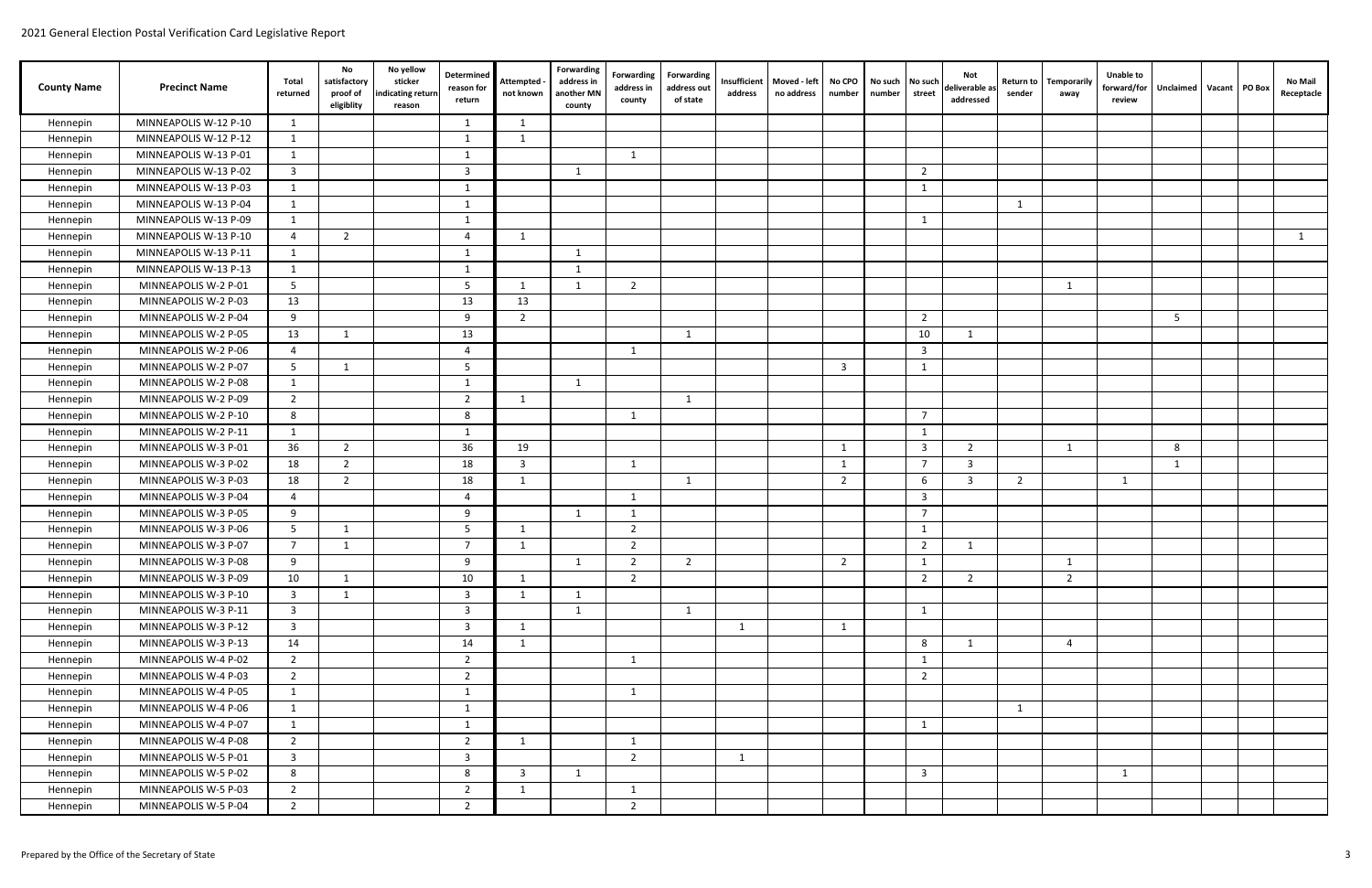# 2021 General Election Postal Verification Card Legislative Report

| County Name | Precinct Name | Total returned | No satisfactory proof of eligiblity | No yellow sticker indicating return reason | Determined reason for return | Attempted - not known | Forwarding address in another MN county | Forwarding address in county | Forwarding address out of state | Insufficient address | Moved - left no address | No CPO number | No such number | No such street | Not deliverable as addressed | Return to sender | Temporarily away | Unable to forward/for review | Unclaimed | Vacant | PO Box | No Mail Receptacle |
|---|---|---|---|---|---|---|---|---|---|---|---|---|---|---|---|---|---|---|---|---|---|---|
| Hennepin | MINNEAPOLIS W-12 P-10 | 1 | | | 1 | 1 | | | | | | | | | | | | | | | | |
| Hennepin | MINNEAPOLIS W-12 P-12 | 1 | | | 1 | 1 | | | | | | | | | | | | | | | | |
| Hennepin | MINNEAPOLIS W-13 P-01 | 1 | | | 1 | | | 1 | | | | | | | | | | | | | | |
| Hennepin | MINNEAPOLIS W-13 P-02 | 3 | | | 3 | | 1 | | | | | | | 2 | | | | | | | | |
| Hennepin | MINNEAPOLIS W-13 P-03 | 1 | | | 1 | | | | | | | | | 1 | | | | | | | | |
| Hennepin | MINNEAPOLIS W-13 P-04 | 1 | | | 1 | | | | | | | | | | | 1 | | | | | | |
| Hennepin | MINNEAPOLIS W-13 P-09 | 1 | | | 1 | | | | | | | | | 1 | | | | | | | | |
| Hennepin | MINNEAPOLIS W-13 P-10 | 4 | 2 | | 4 | 1 | | | | | | | | | | | | | | | | 1 |
| Hennepin | MINNEAPOLIS W-13 P-11 | 1 | | | 1 | | 1 | | | | | | | | | | | | | | | |
| Hennepin | MINNEAPOLIS W-13 P-13 | 1 | | | 1 | | 1 | | | | | | | | | | | | | | | |
| Hennepin | MINNEAPOLIS W-2 P-01 | 5 | | | 5 | 1 | 1 | 2 | | | | | | | | | 1 | | | | | |
| Hennepin | MINNEAPOLIS W-2 P-03 | 13 | | | 13 | 13 | | | | | | | | | | | | | | | | |
| Hennepin | MINNEAPOLIS W-2 P-04 | 9 | | | 9 | 2 | | | | | | | | 2 | | | | | 5 | | | |
| Hennepin | MINNEAPOLIS W-2 P-05 | 13 | 1 | | 13 | | | | 1 | | | | | 10 | 1 | | | | | | | |
| Hennepin | MINNEAPOLIS W-2 P-06 | 4 | | | 4 | | | 1 | | | | | | 3 | | | | | | | | |
| Hennepin | MINNEAPOLIS W-2 P-07 | 5 | 1 | | 5 | | | | | | | 3 | | 1 | | | | | | | | |
| Hennepin | MINNEAPOLIS W-2 P-08 | 1 | | | 1 | | 1 | | | | | | | | | | | | | | | |
| Hennepin | MINNEAPOLIS W-2 P-09 | 2 | | | 2 | 1 | | | 1 | | | | | | | | | | | | | |
| Hennepin | MINNEAPOLIS W-2 P-10 | 8 | | | 8 | | | 1 | | | | | | 7 | | | | | | | | |
| Hennepin | MINNEAPOLIS W-2 P-11 | 1 | | | 1 | | | | | | | | | 1 | | | | | | | | |
| Hennepin | MINNEAPOLIS W-3 P-01 | 36 | 2 | | 36 | 19 | | | | | | 1 | | 3 | 2 | | 1 | | 8 | | | |
| Hennepin | MINNEAPOLIS W-3 P-02 | 18 | 2 | | 18 | 3 | | 1 | | | | 1 | | 7 | 3 | | | | 1 | | | |
| Hennepin | MINNEAPOLIS W-3 P-03 | 18 | 2 | | 18 | 1 | | | 1 | | | 2 | | 6 | 3 | 2 | | 1 | | | | |
| Hennepin | MINNEAPOLIS W-3 P-04 | 4 | | | 4 | | | 1 | | | | | | 3 | | | | | | | | |
| Hennepin | MINNEAPOLIS W-3 P-05 | 9 | | | 9 | | 1 | 1 | | | | | | 7 | | | | | | | | |
| Hennepin | MINNEAPOLIS W-3 P-06 | 5 | 1 | | 5 | 1 | | 2 | | | | | | 1 | | | | | | | | |
| Hennepin | MINNEAPOLIS W-3 P-07 | 7 | 1 | | 7 | 1 | | 2 | | | | | | 2 | 1 | | | | | | | |
| Hennepin | MINNEAPOLIS W-3 P-08 | 9 | | | 9 | | 1 | 2 | 2 | | | 2 | | 1 | | | 1 | | | | | |
| Hennepin | MINNEAPOLIS W-3 P-09 | 10 | 1 | | 10 | 1 | | 2 | | | | | | 2 | 2 | | 2 | | | | | |
| Hennepin | MINNEAPOLIS W-3 P-10 | 3 | 1 | | 3 | 1 | 1 | | | | | | | | | | | | | | | |
| Hennepin | MINNEAPOLIS W-3 P-11 | 3 | | | 3 | | 1 | | 1 | | | | | 1 | | | | | | | | |
| Hennepin | MINNEAPOLIS W-3 P-12 | 3 | | | 3 | 1 | | | | 1 | | 1 | | | | | | | | | | |
| Hennepin | MINNEAPOLIS W-3 P-13 | 14 | | | 14 | 1 | | | | | | | | 8 | 1 | | 4 | | | | | |
| Hennepin | MINNEAPOLIS W-4 P-02 | 2 | | | 2 | | | 1 | | | | | | 1 | | | | | | | | |
| Hennepin | MINNEAPOLIS W-4 P-03 | 2 | | | 2 | | | | | | | | | 2 | | | | | | | | |
| Hennepin | MINNEAPOLIS W-4 P-05 | 1 | | | 1 | | | 1 | | | | | | | | | | | | | | |
| Hennepin | MINNEAPOLIS W-4 P-06 | 1 | | | 1 | | | | | | | | | | | 1 | | | | | | |
| Hennepin | MINNEAPOLIS W-4 P-07 | 1 | | | 1 | | | | | | | | | 1 | | | | | | | | |
| Hennepin | MINNEAPOLIS W-4 P-08 | 2 | | | 2 | 1 | | 1 | | | | | | | | | | | | | | |
| Hennepin | MINNEAPOLIS W-5 P-01 | 3 | | | 3 | | | 2 | | 1 | | | | | | | | | | | | |
| Hennepin | MINNEAPOLIS W-5 P-02 | 8 | | | 8 | 3 | 1 | | | | | | | 3 | | | | 1 | | | | |
| Hennepin | MINNEAPOLIS W-5 P-03 | 2 | | | 2 | 1 | | 1 | | | | | | | | | | | | | | |
| Hennepin | MINNEAPOLIS W-5 P-04 | 2 | | | 2 | | | 2 | | | | | | | | | | | | | | |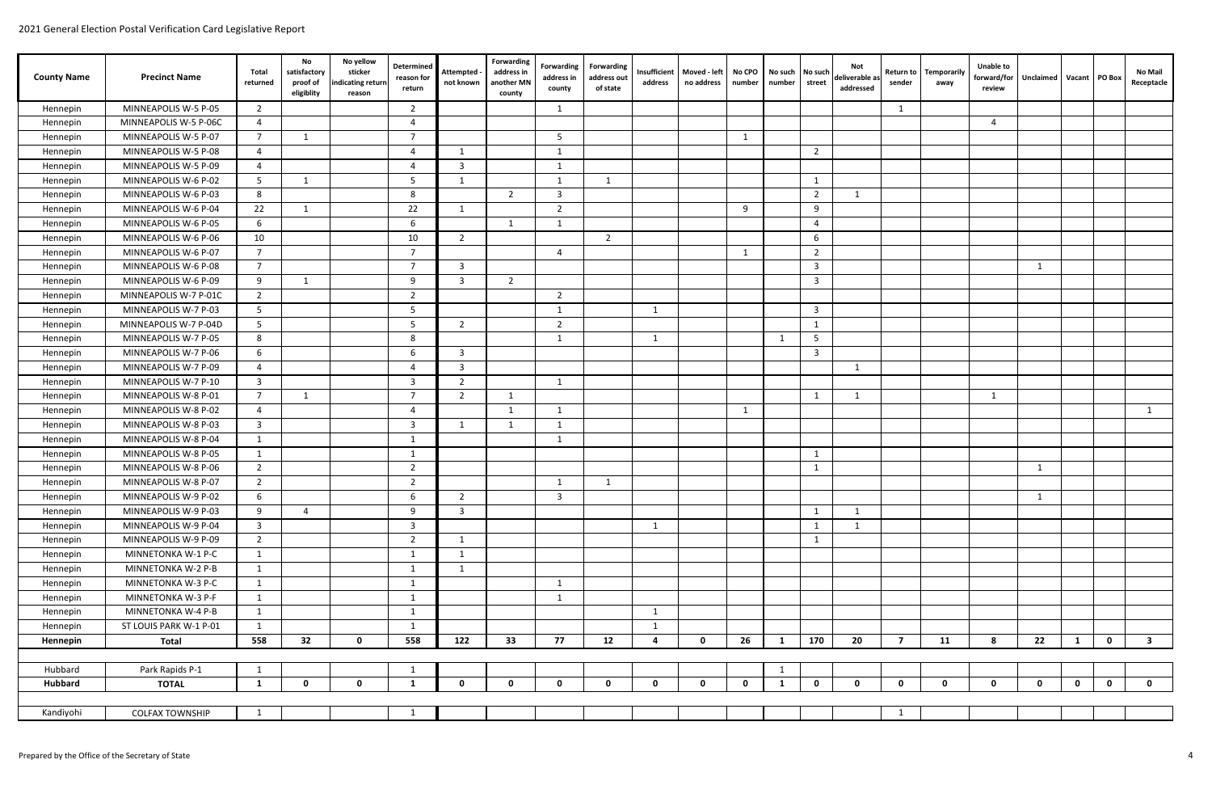| County Name | Precinct Name | Total returned | No satisfactory proof of eligiblity | No yellow sticker indicating return reason | Determined reason for return | Attempted - not known | Forwarding address in another MN county | Forwarding address in county | Forwarding address out of state | Insufficient address | Moved - left no address | No CPO number | No such number | No such street | Not deliverable as addressed | Return to sender | Temporarily away | Unable to forward/for review | Unclaimed | Vacant | PO Box | No Mail Receptacle |
|---|---|---|---|---|---|---|---|---|---|---|---|---|---|---|---|---|---|---|---|---|---|---|
| Hennepin | MINNEAPOLIS W-5 P-05 | 2 | | | 2 | | | 1 | | | | | | | | 1 | | | | | | |
| Hennepin | MINNEAPOLIS W-5 P-06C | 4 | | | 4 | | | | | | | | | | | | | 4 | | | | |
| Hennepin | MINNEAPOLIS W-5 P-07 | 7 | 1 | | 7 | | | 5 | | | | 1 | | | | | | | | | | |
| Hennepin | MINNEAPOLIS W-5 P-08 | 4 | | | 4 | 1 | | 1 | | | | | | 2 | | | | | | | | |
| Hennepin | MINNEAPOLIS W-5 P-09 | 4 | | | 4 | 3 | | 1 | | | | | | | | | | | | | | |
| Hennepin | MINNEAPOLIS W-6 P-02 | 5 | 1 | | 5 | 1 | | 1 | 1 | | | | | 1 | | | | | | | | |
| Hennepin | MINNEAPOLIS W-6 P-03 | 8 | | | 8 | | 2 | 3 | | | | | | 2 | 1 | | | | | | | |
| Hennepin | MINNEAPOLIS W-6 P-04 | 22 | 1 | | 22 | 1 | | 2 | | | | 9 | | 9 | | | | | | | | |
| Hennepin | MINNEAPOLIS W-6 P-05 | 6 | | | 6 | | 1 | 1 | | | | | | 4 | | | | | | | | |
| Hennepin | MINNEAPOLIS W-6 P-06 | 10 | | | 10 | 2 | | | 2 | | | | | 6 | | | | | | | | |
| Hennepin | MINNEAPOLIS W-6 P-07 | 7 | | | 7 | | | 4 | | | | 1 | | 2 | | | | | | | | |
| Hennepin | MINNEAPOLIS W-6 P-08 | 7 | | | 7 | 3 | | | | | | | | 3 | | | | | 1 | | | |
| Hennepin | MINNEAPOLIS W-6 P-09 | 9 | 1 | | 9 | 3 | 2 | | | | | | | 3 | | | | | | | | |
| Hennepin | MINNEAPOLIS W-7 P-01C | 2 | | | 2 | | | 2 | | | | | | | | | | | | | | |
| Hennepin | MINNEAPOLIS W-7 P-03 | 5 | | | 5 | | | 1 | | 1 | | | | 3 | | | | | | | | |
| Hennepin | MINNEAPOLIS W-7 P-04D | 5 | | | 5 | 2 | | 2 | | | | | | 1 | | | | | | | | |
| Hennepin | MINNEAPOLIS W-7 P-05 | 8 | | | 8 | | | 1 | | 1 | | | 1 | 5 | | | | | | | | |
| Hennepin | MINNEAPOLIS W-7 P-06 | 6 | | | 6 | 3 | | | | | | | | 3 | | | | | | | | |
| Hennepin | MINNEAPOLIS W-7 P-09 | 4 | | | 4 | 3 | | | | | | | | | 1 | | | | | | | |
| Hennepin | MINNEAPOLIS W-7 P-10 | 3 | | | 3 | 2 | | 1 | | | | | | | | | | | | | | |
| Hennepin | MINNEAPOLIS W-8 P-01 | 7 | 1 | | 7 | 2 | 1 | | | | | | | 1 | 1 | | | 1 | | | | |
| Hennepin | MINNEAPOLIS W-8 P-02 | 4 | | | 4 | | 1 | 1 | | | | 1 | | | | | | | | | | 1 |
| Hennepin | MINNEAPOLIS W-8 P-03 | 3 | | | 3 | 1 | 1 | 1 | | | | | | | | | | | | | | |
| Hennepin | MINNEAPOLIS W-8 P-04 | 1 | | | 1 | | | 1 | | | | | | | | | | | | | | |
| Hennepin | MINNEAPOLIS W-8 P-05 | 1 | | | 1 | | | | | | | | | 1 | | | | | | | | |
| Hennepin | MINNEAPOLIS W-8 P-06 | 2 | | | 2 | | | | | | | | | 1 | | | | | 1 | | | |
| Hennepin | MINNEAPOLIS W-8 P-07 | 2 | | | 2 | | | 1 | 1 | | | | | | | | | | | | | |
| Hennepin | MINNEAPOLIS W-9 P-02 | 6 | | | 6 | 2 | | 3 | | | | | | | | | | | 1 | | | |
| Hennepin | MINNEAPOLIS W-9 P-03 | 9 | 4 | | 9 | 3 | | | | | | | | 1 | 1 | | | | | | | |
| Hennepin | MINNEAPOLIS W-9 P-04 | 3 | | | 3 | | | | | 1 | | | | 1 | 1 | | | | | | | |
| Hennepin | MINNEAPOLIS W-9 P-09 | 2 | | | 2 | 1 | | | | | | | | 1 | | | | | | | | |
| Hennepin | MINNETONKA W-1 P-C | 1 | | | 1 | 1 | | | | | | | | | | | | | | | | |
| Hennepin | MINNETONKA W-2 P-B | 1 | | | 1 | 1 | | | | | | | | | | | | | | | | |
| Hennepin | MINNETONKA W-3 P-C | 1 | | | 1 | | | 1 | | | | | | | | | | | | | | |
| Hennepin | MINNETONKA W-3 P-F | 1 | | | 1 | | | 1 | | | | | | | | | | | | | | |
| Hennepin | MINNETONKA W-4 P-B | 1 | | | 1 | | | | | 1 | | | | | | | | | | | | |
| Hennepin | ST LOUIS PARK W-1 P-01 | 1 | | | 1 | | | | | 1 | | | | | | | | | | | | |
| **Hennepin** | **Total** | **558** | **32** | **0** | **558** | **122** | **33** | **77** | **12** | **4** | **0** | **26** | **1** | **170** | **20** | **7** | **11** | **8** | **22** | **1** | **0** | **3** |
| | | | | | | | | | | | | | | | | | | | | | | |
| Hubbard | Park Rapids P-1 | 1 | | | 1 | | | | | | | | 1 | | | | | | | | | |
| **Hubbard** | **TOTAL** | **1** | **0** | **0** | **1** | **0** | **0** | **0** | **0** | **0** | **0** | **0** | **1** | **0** | **0** | **0** | **0** | **0** | **0** | **0** | **0** | **0** |
| | | | | | | | | | | | | | | | | | | | | | | |
| Kandiyohi | COLFAX TOWNSHIP | 1 | | | 1 | | | | | | | | | | | 1 | | | | | | |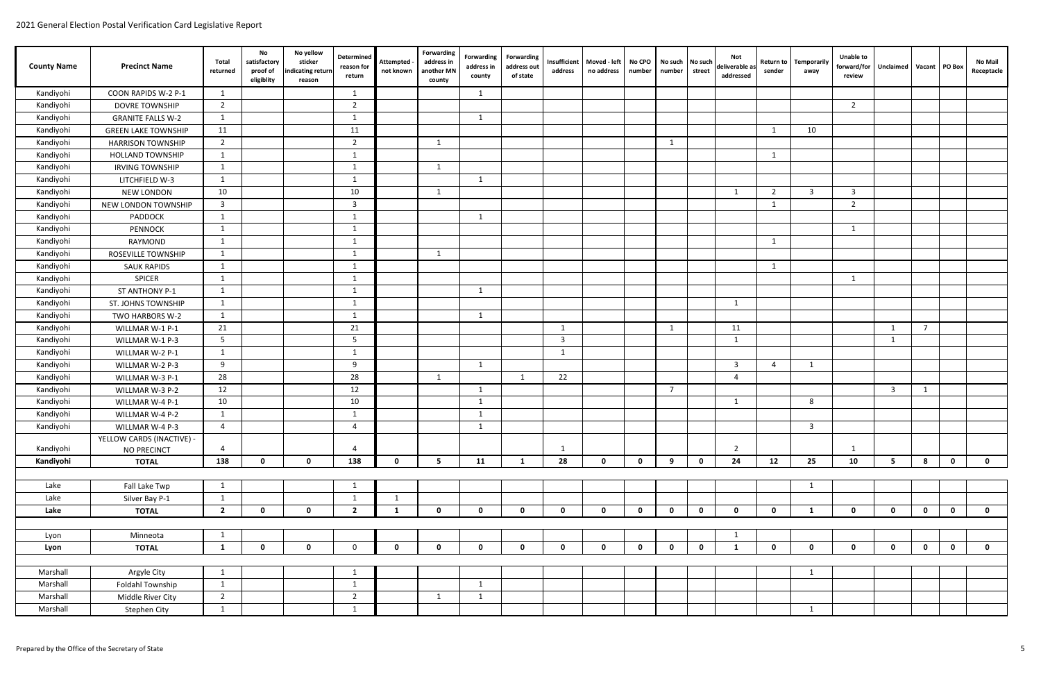| County Name | Precinct Name | Total returned | No satisfactory proof of eligiblity | No yellow sticker indicating return reason | Determined reason for return | Attempted - not known | Forwarding address in another MN county | Forwarding address in county | Forwarding address out of state | Insufficient address | Moved - left no address | No CPO number | No such number | No such street | Not deliverable as addressed | Return to sender | Temporarily away | Unable to forward/for review | Unclaimed | Vacant | PO Box | No Mail Receptacle |
|---|---|---|---|---|---|---|---|---|---|---|---|---|---|---|---|---|---|---|---|---|---|---|
| Kandiyohi | COON RAPIDS W-2 P-1 | 1 | | | 1 | | | 1 | | | | | | | | | | | | | | |
| Kandiyohi | DOVRE TOWNSHIP | 2 | | | 2 | | | | | | | | | | | | | 2 | | | | |
| Kandiyohi | GRANITE FALLS W-2 | 1 | | | 1 | | | 1 | | | | | | | | | | | | | | |
| Kandiyohi | GREEN LAKE TOWNSHIP | 11 | | | 11 | | | | | | | | | | | 1 | 10 | | | | | |
| Kandiyohi | HARRISON TOWNSHIP | 2 | | | 2 | | 1 | | | | | | 1 | | | | | | | | | |
| Kandiyohi | HOLLAND TOWNSHIP | 1 | | | 1 | | | | | | | | | | | 1 | | | | | | |
| Kandiyohi | IRVING TOWNSHIP | 1 | | | 1 | | 1 | | | | | | | | | | | | | | | |
| Kandiyohi | LITCHFIELD W-3 | 1 | | | 1 | | | 1 | | | | | | | | | | | | | | |
| Kandiyohi | NEW LONDON | 10 | | | 10 | | 1 | | | | | | | | 1 | 2 | 3 | 3 | | | | |
| Kandiyohi | NEW LONDON TOWNSHIP | 3 | | | 3 | | | | | | | | | | | 1 | | 2 | | | | |
| Kandiyohi | PADDOCK | 1 | | | 1 | | | 1 | | | | | | | | | | | | | | |
| Kandiyohi | PENNOCK | 1 | | | 1 | | | | | | | | | | | | | 1 | | | | |
| Kandiyohi | RAYMOND | 1 | | | 1 | | | | | | | | | | | 1 | | | | | | |
| Kandiyohi | ROSEVILLE TOWNSHIP | 1 | | | 1 | | 1 | | | | | | | | | | | | | | | |
| Kandiyohi | SAUK RAPIDS | 1 | | | 1 | | | | | | | | | | | 1 | | | | | | |
| Kandiyohi | SPICER | 1 | | | 1 | | | | | | | | | | | | | 1 | | | | |
| Kandiyohi | ST ANTHONY P-1 | 1 | | | 1 | | | 1 | | | | | | | | | | | | | | |
| Kandiyohi | ST. JOHNS TOWNSHIP | 1 | | | 1 | | | | | | | | | | 1 | | | | | | | |
| Kandiyohi | TWO HARBORS W-2 | 1 | | | 1 | | | 1 | | | | | | | | | | | | | | |
| Kandiyohi | WILLMAR W-1 P-1 | 21 | | | 21 | | | | | 1 | | | 1 | | 11 | | | | 1 | 7 | | |
| Kandiyohi | WILLMAR W-1 P-3 | 5 | | | 5 | | | | | 3 | | | | | 1 | | | | 1 | | | |
| Kandiyohi | WILLMAR W-2 P-1 | 1 | | | 1 | | | | | 1 | | | | | | | | | | | | |
| Kandiyohi | WILLMAR W-2 P-3 | 9 | | | 9 | | | 1 | | | | | | | 3 | 4 | 1 | | | | | |
| Kandiyohi | WILLMAR W-3 P-1 | 28 | | | 28 | | 1 | | 1 | 22 | | | | | 4 | | | | | | | |
| Kandiyohi | WILLMAR W-3 P-2 | 12 | | | 12 | | | 1 | | | | | 7 | | | | | | 3 | 1 | | |
| Kandiyohi | WILLMAR W-4 P-1 | 10 | | | 10 | | | 1 | | | | | | | 1 | | 8 | | | | | |
| Kandiyohi | WILLMAR W-4 P-2 | 1 | | | 1 | | | 1 | | | | | | | | | | | | | | |
| Kandiyohi | WILLMAR W-4 P-3 | 4 | | | 4 | | | 1 | | | | | | | | | 3 | | | | | |
| Kandiyohi | YELLOW CARDS (INACTIVE) - NO PRECINCT | 4 | | | 4 | | | | | 1 | | | | | 2 | | | 1 | | | | |
| **Kandiyohi** | **TOTAL** | **138** | **0** | **0** | **138** | **0** | **5** | **11** | **1** | **28** | **0** | **0** | **9** | **0** | **24** | **12** | **25** | **10** | **5** | **8** | **0** | **0** |
| | | | | | | | | | | | | | | | | | | | | | | |
| Lake | Fall Lake Twp | 1 | | | 1 | | | | | | | | | | | | 1 | | | | | |
| Lake | Silver Bay P-1 | 1 | | | 1 | 1 | | | | | | | | | | | | | | | | |
| **Lake** | **TOTAL** | **2** | **0** | **0** | **2** | **1** | **0** | **0** | **0** | **0** | **0** | **0** | **0** | **0** | **0** | **0** | **1** | **0** | **0** | **0** | **0** | **0** |
| | | | | | | | | | | | | | | | | | | | | | | |
| Lyon | Minneota | 1 | | | | | | | | | | | | | 1 | | | | | | | |
| **Lyon** | **TOTAL** | **1** | **0** | **0** | 0 | **0** | **0** | **0** | **0** | **0** | **0** | **0** | **0** | **0** | **1** | **0** | **0** | **0** | **0** | **0** | **0** | **0** |
| | | | | | | | | | | | | | | | | | | | | | | |
| Marshall | Argyle City | 1 | | | 1 | | | | | | | | | | | | 1 | | | | | |
| Marshall | Foldahl Township | 1 | | | 1 | | | 1 | | | | | | | | | | | | | | |
| Marshall | Middle River City | 2 | | | 2 | | 1 | 1 | | | | | | | | | | | | | | |
| Marshall | Stephen City | 1 | | | 1 | | | | | | | | | | | | 1 | | | | | |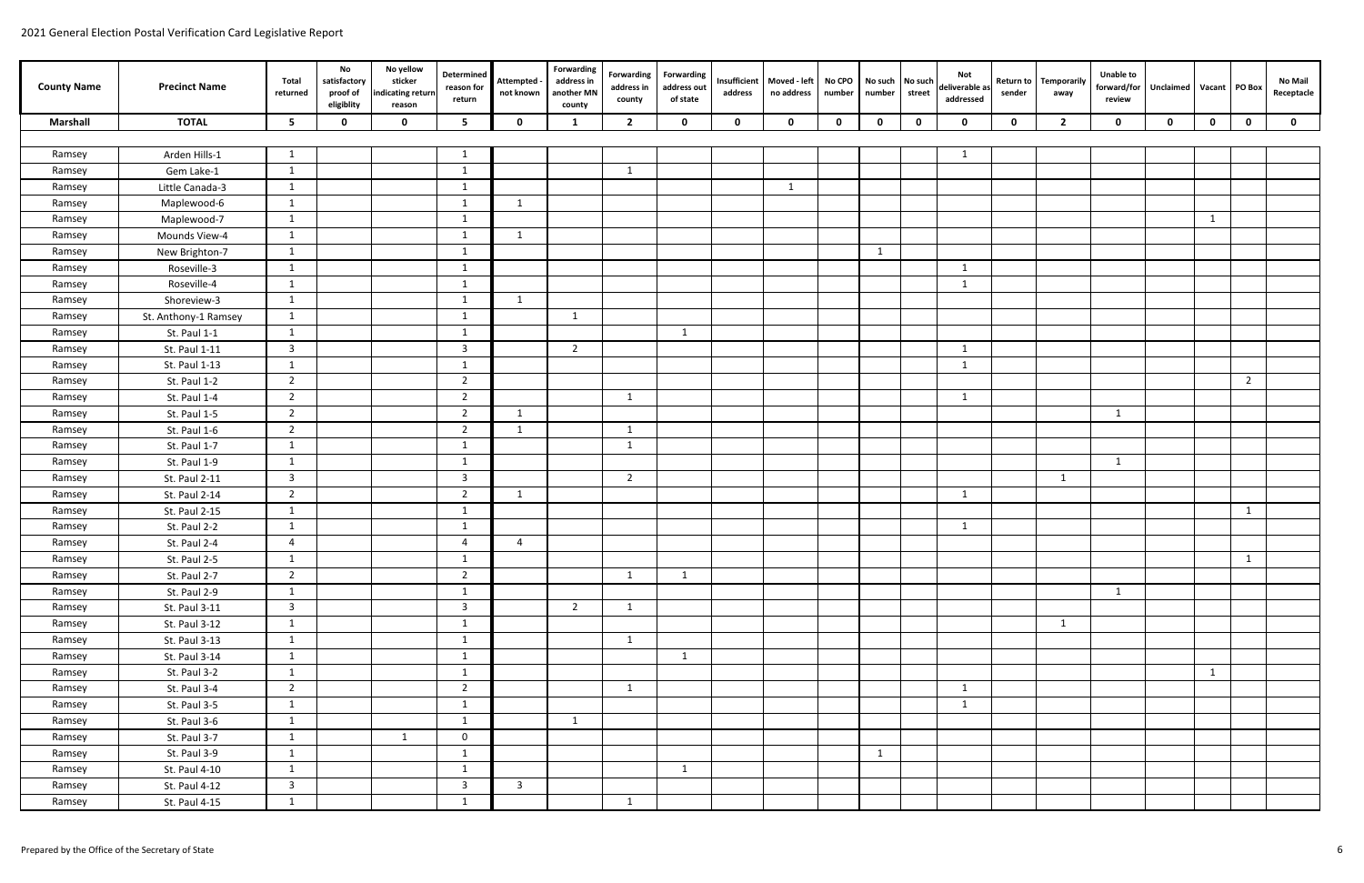| County Name | Precinct Name | Total returned | No satisfactory proof of eligiblity | No yellow sticker indicating return reason | Determined reason for return | Attempted - not known | Forwarding address in another MN county | Forwarding address in county | Forwarding address out of state | Insufficient address | Moved - left no address | No CPO number | No such number | No such street | Not deliverable as addressed | Return to sender | Temporarily away | Unable to forward/for review | Unclaimed | Vacant | PO Box | No Mail Receptacle |
|---|---|---|---|---|---|---|---|---|---|---|---|---|---|---|---|---|---|---|---|---|---|---|
| **Marshall** | **TOTAL** | **5** | **0** | **0** | **5** | **0** | **1** | **2** | **0** | **0** | **0** | **0** | **0** | **0** | **0** | **0** | **2** | **0** | **0** | **0** | **0** | **0** |
| Ramsey | Arden Hills-1 | 1 | | | 1 | | | | | | | | | | 1 | | | | | | | |
| Ramsey | Gem Lake-1 | 1 | | | 1 | | | 1 | | | | | | | | | | | | | | |
| Ramsey | Little Canada-3 | 1 | | | 1 | | | | | | 1 | | | | | | | | | | | |
| Ramsey | Maplewood-6 | 1 | | | 1 | 1 | | | | | | | | | | | | | | | | |
| Ramsey | Maplewood-7 | 1 | | | 1 | | | | | | | | | | | | | | | 1 | | |
| Ramsey | Mounds View-4 | 1 | | | 1 | 1 | | | | | | | | | | | | | | | | |
| Ramsey | New Brighton-7 | 1 | | | 1 | | | | | | | | 1 | | | | | | | | | |
| Ramsey | Roseville-3 | 1 | | | 1 | | | | | | | | | | 1 | | | | | | | |
| Ramsey | Roseville-4 | 1 | | | 1 | | | | | | | | | | 1 | | | | | | | |
| Ramsey | Shoreview-3 | 1 | | | 1 | 1 | | | | | | | | | | | | | | | | |
| Ramsey | St. Anthony-1 Ramsey | 1 | | | 1 | | 1 | | | | | | | | | | | | | | | |
| Ramsey | St. Paul 1-1 | 1 | | | 1 | | | | 1 | | | | | | | | | | | | | |
| Ramsey | St. Paul 1-11 | 3 | | | 3 | | 2 | | | | | | | | 1 | | | | | | | |
| Ramsey | St. Paul 1-13 | 1 | | | 1 | | | | | | | | | | 1 | | | | | | | |
| Ramsey | St. Paul 1-2 | 2 | | | 2 | | | | | | | | | | | | | | | | 2 | |
| Ramsey | St. Paul 1-4 | 2 | | | 2 | | | 1 | | | | | | | 1 | | | | | | | |
| Ramsey | St. Paul 1-5 | 2 | | | 2 | 1 | | | | | | | | | | | | 1 | | | | |
| Ramsey | St. Paul 1-6 | 2 | | | 2 | 1 | | 1 | | | | | | | | | | | | | | |
| Ramsey | St. Paul 1-7 | 1 | | | 1 | | | 1 | | | | | | | | | | | | | | |
| Ramsey | St. Paul 1-9 | 1 | | | 1 | | | | | | | | | | | | | 1 | | | | |
| Ramsey | St. Paul 2-11 | 3 | | | 3 | | | 2 | | | | | | | | | 1 | | | | | |
| Ramsey | St. Paul 2-14 | 2 | | | 2 | 1 | | | | | | | | | 1 | | | | | | | |
| Ramsey | St. Paul 2-15 | 1 | | | 1 | | | | | | | | | | | | | | | | 1 | |
| Ramsey | St. Paul 2-2 | 1 | | | 1 | | | | | | | | | | 1 | | | | | | | |
| Ramsey | St. Paul 2-4 | 4 | | | 4 | 4 | | | | | | | | | | | | | | | | |
| Ramsey | St. Paul 2-5 | 1 | | | 1 | | | | | | | | | | | | | | | | 1 | |
| Ramsey | St. Paul 2-7 | 2 | | | 2 | | | 1 | 1 | | | | | | | | | | | | | |
| Ramsey | St. Paul 2-9 | 1 | | | 1 | | | | | | | | | | | | | 1 | | | | |
| Ramsey | St. Paul 3-11 | 3 | | | 3 | | 2 | 1 | | | | | | | | | | | | | | |
| Ramsey | St. Paul 3-12 | 1 | | | 1 | | | | | | | | | | | | 1 | | | | | |
| Ramsey | St. Paul 3-13 | 1 | | | 1 | | | 1 | | | | | | | | | | | | | | |
| Ramsey | St. Paul 3-14 | 1 | | | 1 | | | | 1 | | | | | | | | | | | | | |
| Ramsey | St. Paul 3-2 | 1 | | | 1 | | | | | | | | | | | | | | | 1 | | |
| Ramsey | St. Paul 3-4 | 2 | | | 2 | | | 1 | | | | | | | 1 | | | | | | | |
| Ramsey | St. Paul 3-5 | 1 | | | 1 | | | | | | | | | | 1 | | | | | | | |
| Ramsey | St. Paul 3-6 | 1 | | | 1 | | 1 | | | | | | | | | | | | | | | |
| Ramsey | St. Paul 3-7 | 1 | | 1 | 0 | | | | | | | | | | | | | | | | | |
| Ramsey | St. Paul 3-9 | 1 | | | 1 | | | | | | | | 1 | | | | | | | | | |
| Ramsey | St. Paul 4-10 | 1 | | | 1 | | | | 1 | | | | | | | | | | | | | |
| Ramsey | St. Paul 4-12 | 3 | | | 3 | 3 | | | | | | | | | | | | | | | | |
| Ramsey | St. Paul 4-15 | 1 | | | 1 | | | 1 | | | | | | | | | | | | | | |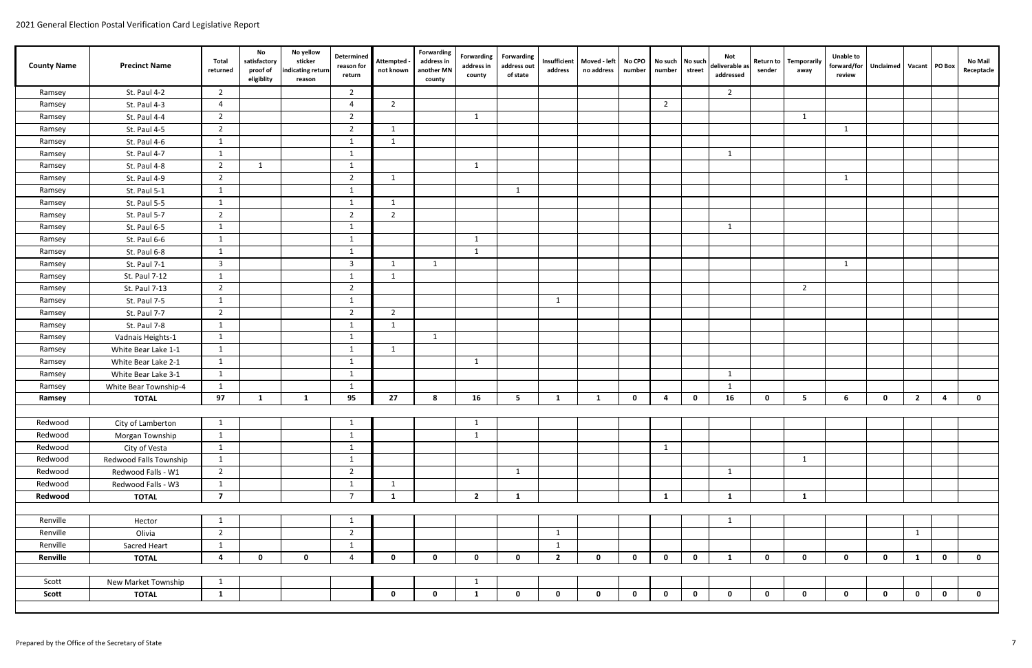# 2021 General Election Postal Verification Card Legislative Report

| County Name | Precinct Name | Total returned | No satisfactory proof of eligiblity | No yellow sticker indicating return reason | Determined reason for return | Attempted - not known | Forwarding address in another MN county | Forwarding address in county | Forwarding address out of state | Insufficient address | Moved - left no address | No CPO number | No such number | No such street | Not deliverable as addressed | Return to sender | Temporarily away | Unable to forward/for review | Unclaimed | Vacant | PO Box | No Mail Receptacle |
|---|---|---|---|---|---|---|---|---|---|---|---|---|---|---|---|---|---|---|---|---|---|---|
| Ramsey | St. Paul 4-2 | 2 | | | 2 | | | | | | | | | | 2 | | | | | | | |
| Ramsey | St. Paul 4-3 | 4 | | | 4 | 2 | | | | | | | 2 | | | | | | | | | |
| Ramsey | St. Paul 4-4 | 2 | | | 2 | | | 1 | | | | | | | | | 1 | | | | | |
| Ramsey | St. Paul 4-5 | 2 | | | 2 | 1 | | | | | | | | | | | | 1 | | | | |
| Ramsey | St. Paul 4-6 | 1 | | | 1 | 1 | | | | | | | | | | | | | | | | |
| Ramsey | St. Paul 4-7 | 1 | | | 1 | | | | | | | | | | 1 | | | | | | | |
| Ramsey | St. Paul 4-8 | 2 | 1 | | 1 | | | 1 | | | | | | | | | | | | | | |
| Ramsey | St. Paul 4-9 | 2 | | | 2 | 1 | | | | | | | | | | | | 1 | | | | |
| Ramsey | St. Paul 5-1 | 1 | | | 1 | | | | 1 | | | | | | | | | | | | | |
| Ramsey | St. Paul 5-5 | 1 | | | 1 | 1 | | | | | | | | | | | | | | | | |
| Ramsey | St. Paul 5-7 | 2 | | | 2 | 2 | | | | | | | | | | | | | | | | |
| Ramsey | St. Paul 6-5 | 1 | | | 1 | | | | | | | | | | 1 | | | | | | | |
| Ramsey | St. Paul 6-6 | 1 | | | 1 | | | 1 | | | | | | | | | | | | | | |
| Ramsey | St. Paul 6-8 | 1 | | | 1 | | | 1 | | | | | | | | | | | | | | |
| Ramsey | St. Paul 7-1 | 3 | | | 3 | 1 | 1 | | | | | | | | | | | 1 | | | | |
| Ramsey | St. Paul 7-12 | 1 | | | 1 | 1 | | | | | | | | | | | | | | | | |
| Ramsey | St. Paul 7-13 | 2 | | | 2 | | | | | | | | | | | | 2 | | | | | |
| Ramsey | St. Paul 7-5 | 1 | | | 1 | | | | | 1 | | | | | | | | | | | | |
| Ramsey | St. Paul 7-7 | 2 | | | 2 | 2 | | | | | | | | | | | | | | | | |
| Ramsey | St. Paul 7-8 | 1 | | | 1 | 1 | | | | | | | | | | | | | | | | |
| Ramsey | Vadnais Heights-1 | 1 | | | 1 | | 1 | | | | | | | | | | | | | | | |
| Ramsey | White Bear Lake 1-1 | 1 | | | 1 | 1 | | | | | | | | | | | | | | | | |
| Ramsey | White Bear Lake 2-1 | 1 | | | 1 | | | 1 | | | | | | | | | | | | | | |
| Ramsey | White Bear Lake 3-1 | 1 | | | 1 | | | | | | | | | | 1 | | | | | | | |
| Ramsey | White Bear Township-4 | 1 | | | 1 | | | | | | | | | | 1 | | | | | | | |
| **Ramsey** | **TOTAL** | **97** | **1** | **1** | **95** | **27** | **8** | **16** | **5** | **1** | **1** | **0** | **4** | **0** | **16** | **0** | **5** | **6** | **0** | **2** | **4** | **0** |
| | | | | | | | | | | | | | | | | | | | | | | |
| Redwood | City of Lamberton | 1 | | | 1 | | | 1 | | | | | | | | | | | | | | |
| Redwood | Morgan Township | 1 | | | 1 | | | 1 | | | | | | | | | | | | | | |
| Redwood | City of Vesta | 1 | | | 1 | | | | | | | | 1 | | | | | | | | | |
| Redwood | Redwood Falls Township | 1 | | | 1 | | | | | | | | | | | | 1 | | | | | |
| Redwood | Redwood Falls - W1 | 2 | | | 2 | | | | 1 | | | | | | 1 | | | | | | | |
| Redwood | Redwood Falls - W3 | 1 | | | 1 | 1 | | | | | | | | | | | | | | | | |
| **Redwood** | **TOTAL** | **7** | | | 7 | **1** | | **2** | **1** | | | | **1** | | **1** | | **1** | | | | | |
| | | | | | | | | | | | | | | | | | | | | | | |
| Renville | Hector | 1 | | | 1 | | | | | | | | | | 1 | | | | | | | |
| Renville | Olivia | 2 | | | 2 | | | | | 1 | | | | | | | | | | 1 | | |
| Renville | Sacred Heart | 1 | | | 1 | | | | | 1 | | | | | | | | | | | | |
| **Renville** | **TOTAL** | **4** | **0** | **0** | 4 | **0** | **0** | **0** | **0** | **2** | **0** | **0** | **0** | **0** | **1** | **0** | **0** | **0** | **0** | **1** | **0** | **0** |
| | | | | | | | | | | | | | | | | | | | | | | |
| Scott | New Market Township | 1 | | | | | | 1 | | | | | | | | | | | | | | |
| **Scott** | **TOTAL** | **1** | | | | **0** | **0** | **1** | **0** | **0** | **0** | **0** | **0** | **0** | **0** | **0** | **0** | **0** | **0** | **0** | **0** | **0** |

Prepared by the Office of the Secretary of State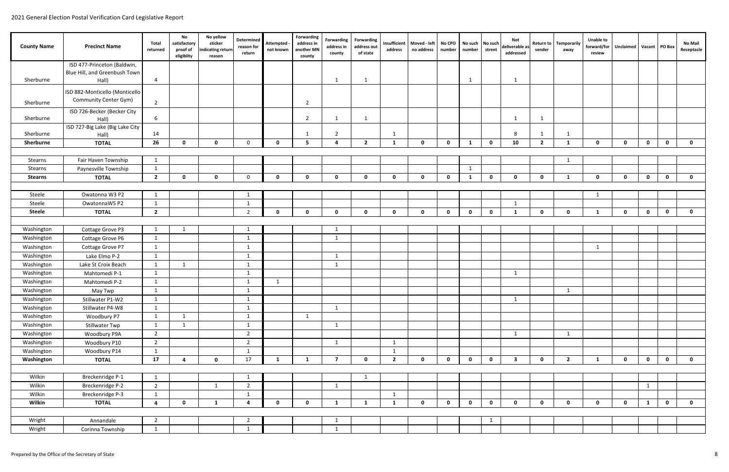| County Name | Precinct Name | Total returned | No satisfactory proof of eligiblity | No yellow sticker indicating return reason | Determined reason for return | Attempted - not known | Forwarding address in another MN county | Forwarding address in county | Forwarding address out of state | Insufficient address | Moved - left no address | No CPO number | No such number | No such street | Not deliverable as addressed | Return to sender | Temporarily away | Unable to forward/for review | Unclaimed | Vacant | PO Box | No Mail Receptacle |
|---|---|---|---|---|---|---|---|---|---|---|---|---|---|---|---|---|---|---|---|---|---|---|
| Sherburne | ISD 477-Princeton (Baldwin, Blue Hill, and Greenbush Town Hall) | 4 | | | | | | 1 | 1 | | | | 1 | | 1 | | | | | | | |
| Sherburne | ISD 882-Monticello (Monticello Community Center Gym) | 2 | | | | | 2 | | | | | | | | | | | | | | | |
| Sherburne | ISD 726-Becker (Becker City Hall) | 6 | | | | | 2 | 1 | 1 | | | | | | 1 | 1 | | | | | | |
| Sherburne | ISD 727-Big Lake (Big Lake City Hall) | 14 | | | | | 1 | 2 | | 1 | | | | | 8 | 1 | 1 | | | | | |
| **Sherburne** | **TOTAL** | **26** | **0** | **0** | 0 | **0** | **5** | **4** | **2** | **1** | **0** | **0** | **1** | **0** | **10** | **2** | **1** | **0** | **0** | **0** | **0** | **0** |
| Stearns | Fair Haven Township | 1 | | | | | | | | | | | | | | | 1 | | | | | |
| Stearns | Paynesville Township | 1 | | | | | | | | | | | 1 | | | | | | | | | |
| **Stearns** | **TOTAL** | **2** | **0** | **0** | 0 | **0** | **0** | **0** | **0** | **0** | **0** | **0** | **1** | **0** | **0** | **0** | **1** | **0** | **0** | **0** | **0** | **0** |
| Steele | Owatonna W3 P2 | 1 | | | 1 | | | | | | | | | | | | | 1 | | | | |
| Steele | OwatonnaW5 P2 | 1 | | | 1 | | | | | | | | | | 1 | | | | | | | |
| **Steele** | **TOTAL** | **2** | | | 2 | **0** | **0** | **0** | **0** | **0** | **0** | **0** | **0** | **0** | **1** | **0** | **0** | **1** | **0** | **0** | **0** | **0** |
| Washington | Cottage Grove P3 | 1 | 1 | | 1 | | | 1 | | | | | | | | | | | | | | |
| Washington | Cottage Grove P6 | 1 | | | 1 | | | 1 | | | | | | | | | | | | | | |
| Washington | Cottage Grove P7 | 1 | | | 1 | | | | | | | | | | | | | 1 | | | | |
| Washington | Lake Elmo P-2 | 1 | | | 1 | | | 1 | | | | | | | | | | | | | | |
| Washington | Lake St Croix Beach | 1 | 1 | | 1 | | | 1 | | | | | | | | | | | | | | |
| Washington | Mahtomedi P-1 | 1 | | | 1 | | | | | | | | | | 1 | | | | | | | |
| Washington | Mahtomedi P-2 | 1 | | | 1 | 1 | | | | | | | | | | | | | | | | |
| Washington | May Twp | 1 | | | 1 | | | | | | | | | | | | 1 | | | | | |
| Washington | Stillwater P1-W2 | 1 | | | 1 | | | | | | | | | | 1 | | | | | | | |
| Washington | Stillwater P4-W8 | 1 | | | 1 | | | 1 | | | | | | | | | | | | | | |
| Washington | Woodbury P7 | 1 | 1 | | 1 | | 1 | | | | | | | | | | | | | | | |
| Washington | Stillwater Twp | 1 | 1 | | 1 | | | 1 | | | | | | | | | | | | | | |
| Washington | Woodbury P9A | 2 | | | 2 | | | | | | | | | | 1 | | 1 | | | | | |
| Washington | Woodbury P10 | 2 | | | 2 | | | 1 | | 1 | | | | | | | | | | | | |
| Washington | Woodbury P14 | 1 | | | 1 | | | | | 1 | | | | | | | | | | | | |
| **Washington** | **TOTAL** | **17** | **4** | **0** | 17 | **1** | **1** | **7** | **0** | **2** | **0** | **0** | **0** | **0** | **3** | **0** | **2** | **1** | **0** | **0** | **0** | **0** |
| Wilkin | Breckenridge P-1 | 1 | | | 1 | | | | 1 | | | | | | | | | | | | | |
| Wilkin | Breckenridge P-2 | 2 | | 1 | 2 | | | 1 | | | | | | | | | | | | 1 | | |
| Wilkin | Breckenridge P-3 | 1 | | | 1 | | | | | 1 | | | | | | | | | | | | |
| **Wilkin** | **TOTAL** | **4** | **0** | **1** | **4** | **0** | **0** | **1** | **1** | **1** | **0** | **0** | **0** | **0** | **0** | **0** | **0** | **0** | **0** | **1** | **0** | **0** |
| Wright | Annandale | 2 | | | 2 | | | 1 | | | | | | 1 | | | | | | | | |
| Wright | Corinna Township | 1 | | | 1 | | | 1 | | | | | | | | | | | | | | |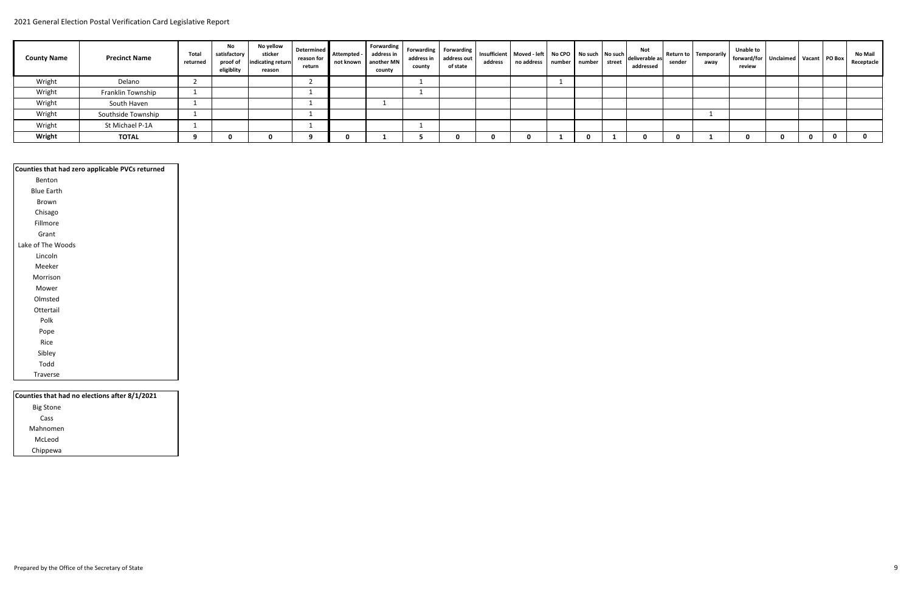| County Name | Precinct Name | Total returned | No satisfactory proof of eligiblity | No yellow sticker indicating return reason | Determined reason for return | Attempted - not known | Forwarding address in another MN county | Forwarding address in county | Forwarding address out of state | Insufficient address | Moved - left no address | No CPO number | No such number | No such street | Not deliverable as addressed | Return to sender | Temporarily away | Unable to forward/for review | Unclaimed | Vacant | PO Box | No Mail Receptacle |
|---|---|---|---|---|---|---|---|---|---|---|---|---|---|---|---|---|---|---|---|---|---|---|
| Wright | Delano | 2 | | | 2 | | | 1 | | | | 1 | | | | | | | | | | |
| Wright | Franklin Township | 1 | | | 1 | | | 1 | | | | | | | | | | | | | | |
| Wright | South Haven | 1 | | | 1 | | 1 | | | | | | | | | | | | | | | |
| Wright | Southside Township | 1 | | | 1 | | | | | | | | | | | | 1 | | | | | |
| Wright | St Michael P-1A | 1 | | | 1 | | | 1 | | | | | | | | | | | | | | |
| **Wright** | **TOTAL** | **9** | **0** | **0** | **9** | **0** | **1** | **5** | **0** | **0** | **0** | **1** | **0** | **1** | **0** | **0** | **1** | **0** | **0** | **0** | **0** | **0** |

| Counties that had zero applicable PVCs returned |
|---|
| Benton |
| Blue Earth |
| Brown |
| Chisago |
| Fillmore |
| Grant |
| Lake of The Woods |
| Lincoln |
| Meeker |
| Morrison |
| Mower |
| Olmsted |
| Ottertail |
| Polk |
| Pope |
| Rice |
| Sibley |
| Todd |
| Traverse |

| Counties that had no elections after 8/1/2021 |
|---|
| Big Stone |
| Cass |
| Mahnomen |
| McLeod |
| Chippewa |